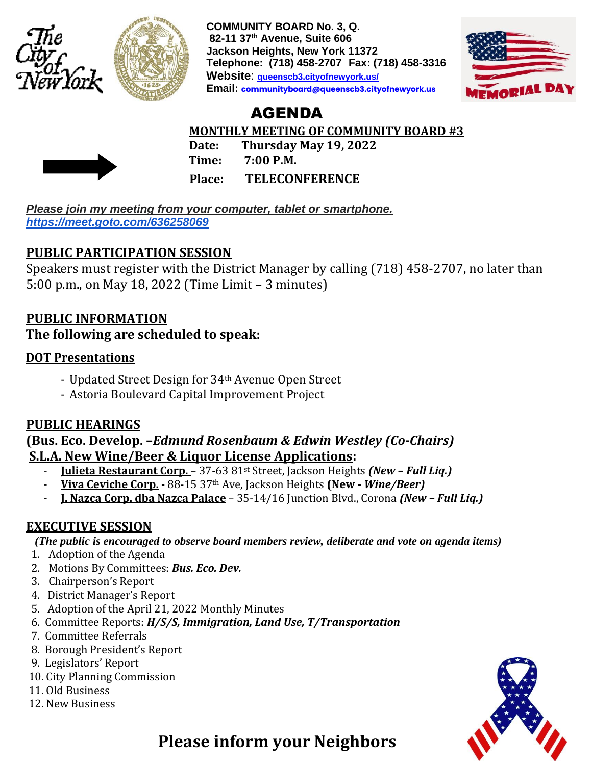COMMUNITY BOARD No. 3, Q.
82-11 37th Avenue, Suite 606
Jackson Heights, New York 11372
Telephone: (718) 458-2707 Fax: (718) 458-3316
Website: queenscb3.cityofnewyork.us/
Email: communityboard@queenscb3.cityofnewyork.us

# AGENDA

**MONTHLY MEETING OF COMMUNITY BOARD #3**

**Date: Thursday May 19, 2022**
**Time: 7:00 P.M.**
**Place: TELECONFERENCE**

***Please join my meeting from your computer, tablet or smartphone.***
***https://meet.goto.com/636258069***

## PUBLIC PARTICIPATION SESSION

Speakers must register with the District Manager by calling (718) 458-2707, no later than 5:00 p.m., on May 18, 2022 (Time Limit – 3 minutes)

## PUBLIC INFORMATION

**The following are scheduled to speak:**

### DOT Presentations

- Updated Street Design for 34th Avenue Open Street
- Astoria Boulevard Capital Improvement Project

## PUBLIC HEARINGS

**(Bus. Eco. Develop. –*Edmund Rosenbaum & Edwin Westley (Co-Chairs)***

**S.L.A. New Wine/Beer & Liquor License Applications:**

- **Julieta Restaurant Corp.** – 37-63 81st Street, Jackson Heights ***(New – Full Liq.)***
- **Viva Ceviche Corp.** - 88-15 37th Ave, Jackson Heights **(New - *Wine/Beer)***
- **J. Nazca Corp. dba Nazca Palace** – 35-14/16 Junction Blvd., Corona ***(New – Full Liq.)***

## EXECUTIVE SESSION

***(The public is encouraged to observe board members review, deliberate and vote on agenda items)***

1. Adoption of the Agenda
2. Motions By Committees: ***Bus. Eco. Dev.***
3. Chairperson's Report
4. District Manager's Report
5. Adoption of the April 21, 2022 Monthly Minutes
6. Committee Reports: ***H/S/S, Immigration, Land Use, T/Transportation***
7. Committee Referrals
8. Borough President's Report
9. Legislators' Report
10. City Planning Commission
11. Old Business
12. New Business

**Please inform your Neighbors**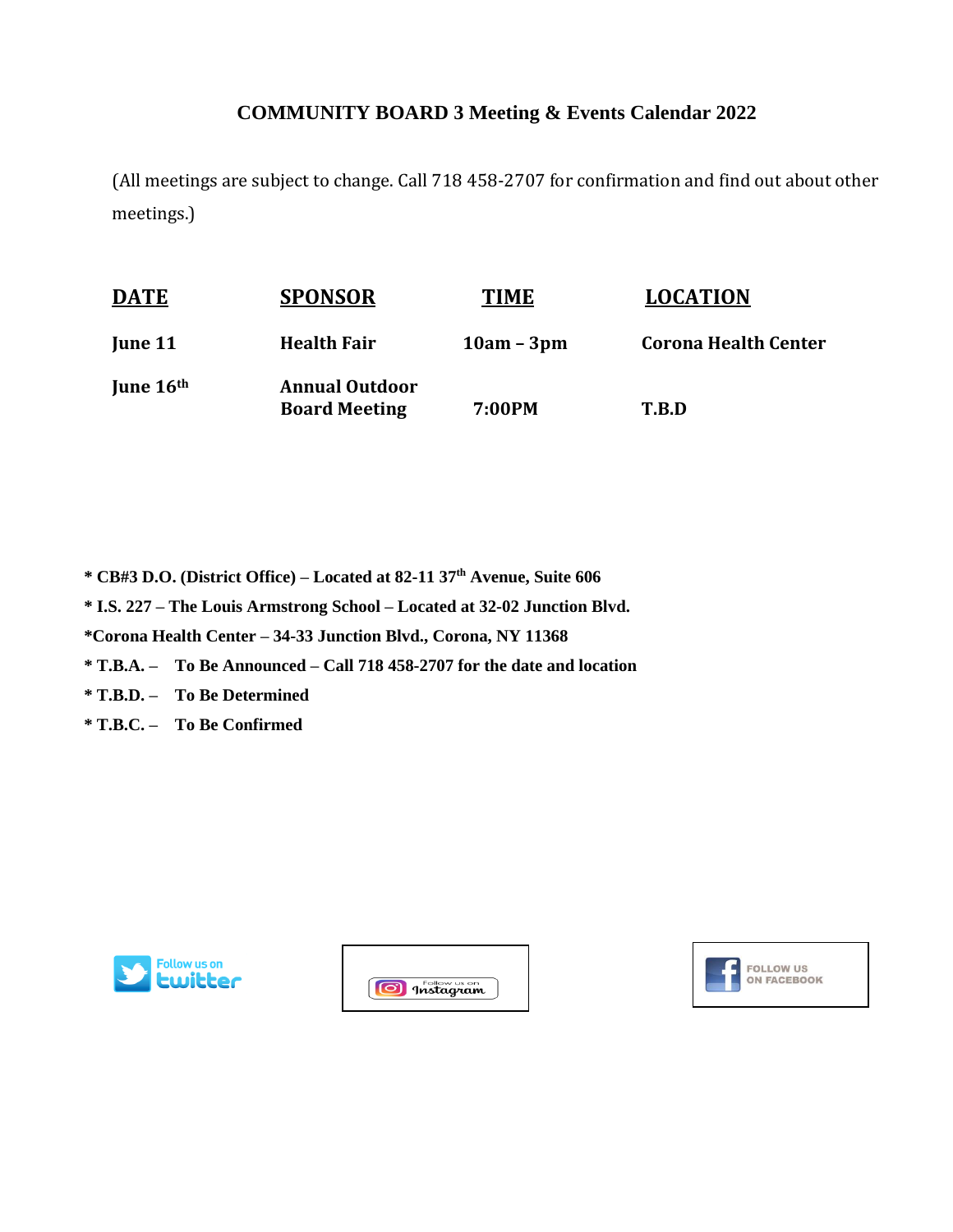## COMMUNITY BOARD 3 Meeting & Events Calendar 2022

(All meetings are subject to change. Call 718 458-2707 for confirmation and find out about other meetings.)

| DATE | SPONSOR | TIME | LOCATION |
|---|---|---|---|
| June 11 | Health Fair | 10am – 3pm | Corona Health Center |
| June 16th | Annual Outdoor Board Meeting | 7:00PM | T.B.D |

**\* CB#3 D.O. (District Office) – Located at 82-11 37th Avenue, Suite 606**

**\* I.S. 227 – The Louis Armstrong School – Located at 32-02 Junction Blvd.**

**\*Corona Health Center – 34-33 Junction Blvd., Corona, NY 11368**

**\* T.B.A. – To Be Announced – Call 718 458-2707 for the date and location**

**\* T.B.D. – To Be Determined**

**\* T.B.C. – To Be Confirmed**

Follow us on twitter

Follow us on Instagram

FOLLOW US ON FACEBOOK